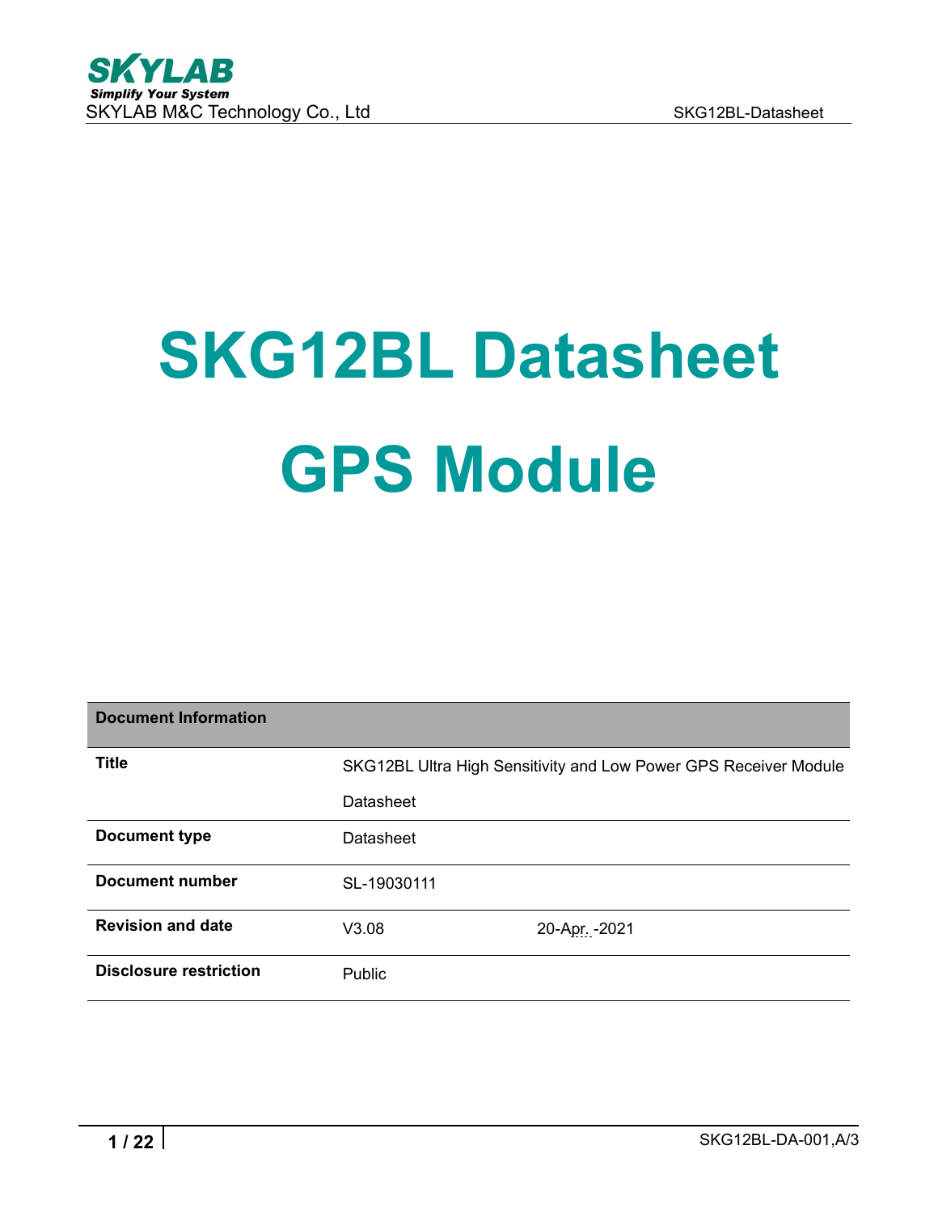# SKG12BL Datasheet

# GPS Module

| Document Information | | |
|---|---|---|
| **Title** | SKG12BL Ultra High Sensitivity and Low Power GPS Receiver Module Datasheet | |
| **Document type** | Datasheet | |
| **Document number** | SL-19030111 | |
| **Revision and date** | V3.08 | 20-Apr. -2021 |
| **Disclosure restriction** | Public | |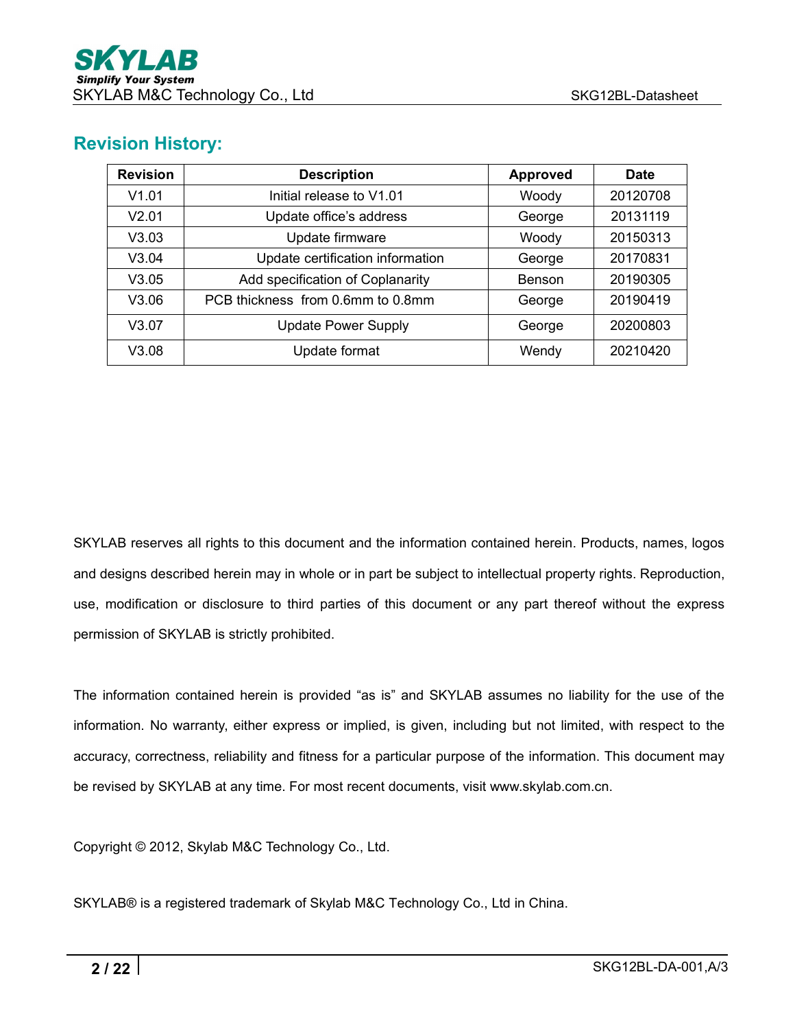## Revision History:

| Revision | Description | Approved | Date |
|---|---|---|---|
| V1.01 | Initial release to V1.01 | Woody | 20120708 |
| V2.01 | Update office's address | George | 20131119 |
| V3.03 | Update firmware | Woody | 20150313 |
| V3.04 | Update certification information | George | 20170831 |
| V3.05 | Add specification of Coplanarity | Benson | 20190305 |
| V3.06 | PCB thickness from 0.6mm to 0.8mm | George | 20190419 |
| V3.07 | Update Power Supply | George | 20200803 |
| V3.08 | Update format | Wendy | 20210420 |

SKYLAB reserves all rights to this document and the information contained herein. Products, names, logos and designs described herein may in whole or in part be subject to intellectual property rights. Reproduction, use, modification or disclosure to third parties of this document or any part thereof without the express permission of SKYLAB is strictly prohibited.

The information contained herein is provided "as is" and SKYLAB assumes no liability for the use of the information. No warranty, either express or implied, is given, including but not limited, with respect to the accuracy, correctness, reliability and fitness for a particular purpose of the information. This document may be revised by SKYLAB at any time. For most recent documents, visit www.skylab.com.cn.

Copyright © 2012, Skylab M&C Technology Co., Ltd.

SKYLAB® is a registered trademark of Skylab M&C Technology Co., Ltd in China.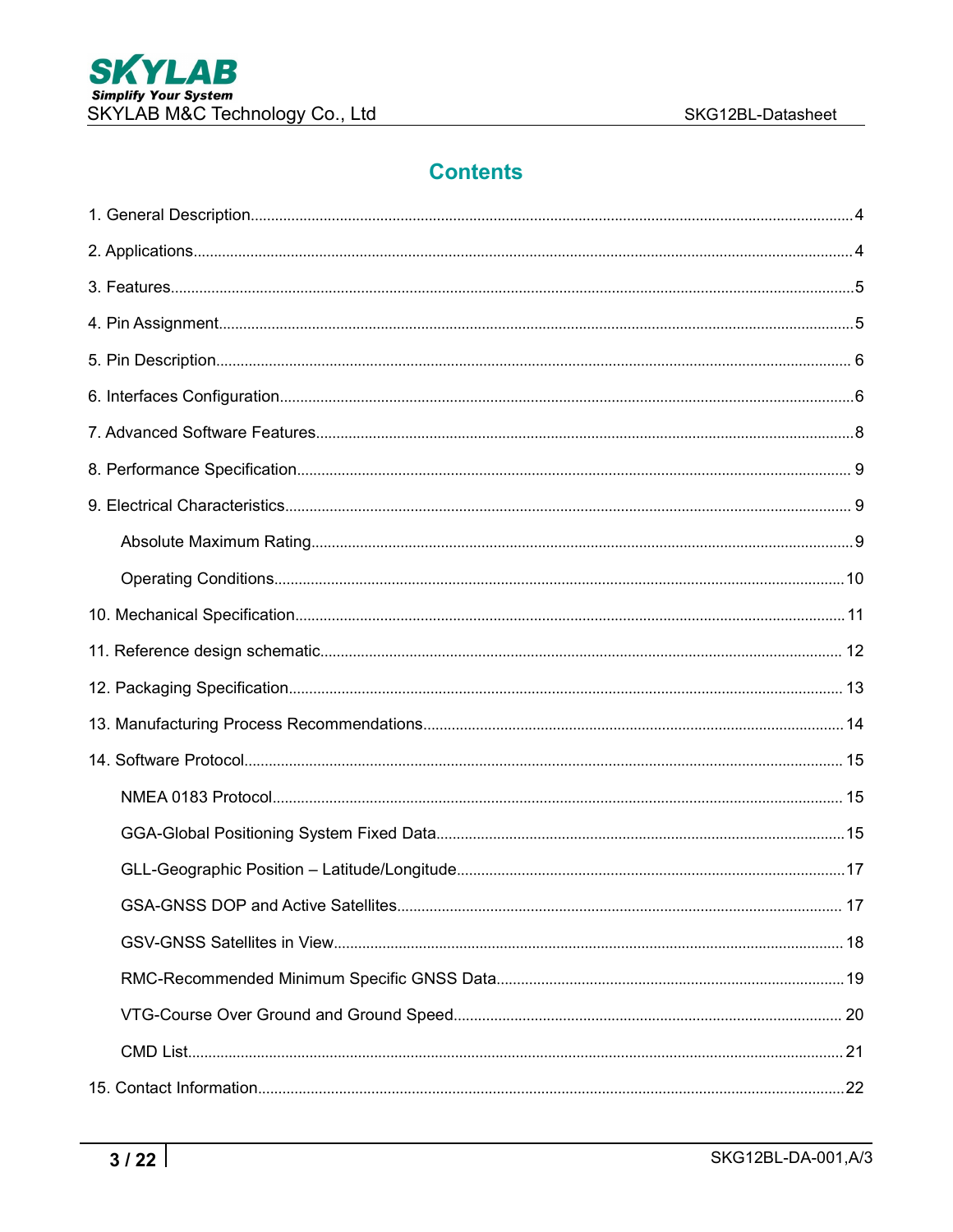# Contents

1. General Description.......................................................................................................4
2. Applications....................................................................................................................4
3. Features..........................................................................................................................5
4. Pin Assignment...............................................................................................................5
5. Pin Description................................................................................................................6
6. Interfaces Configuration..................................................................................................6
7. Advanced Software Features...........................................................................................8
8. Performance Specification..............................................................................................9
9. Electrical Characteristics..................................................................................................9
    - Absolute Maximum Rating.........................................................................................9
    - Operating Conditions................................................................................................10
10. Mechanical Specification..............................................................................................11
11. Reference design schematic.........................................................................................12
12. Packaging Specification...............................................................................................13
13. Manufacturing Process Recommendations...................................................................14
14. Software Protocol.........................................................................................................15
    - NMEA 0183 Protocol.................................................................................................15
    - GGA-Global Positioning System Fixed Data..............................................................15
    - GLL-Geographic Position – Latitude/Longitude.........................................................17
    - GSA-GNSS DOP and Active Satellites.......................................................................17
    - GSV-GNSS Satellites in View....................................................................................18
    - RMC-Recommended Minimum Specific GNSS Data..................................................19
    - VTG-Course Over Ground and Ground Speed...........................................................20
    - CMD List...................................................................................................................21
15. Contact Information......................................................................................................22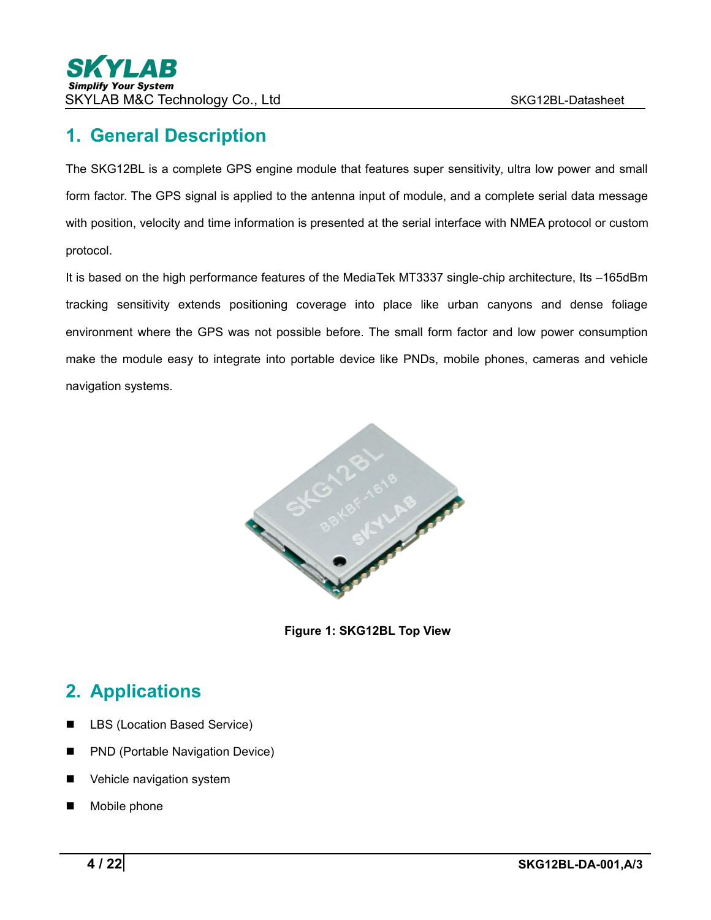## 1. General Description

The SKG12BL is a complete GPS engine module that features super sensitivity, ultra low power and small form factor. The GPS signal is applied to the antenna input of module, and a complete serial data message with position, velocity and time information is presented at the serial interface with NMEA protocol or custom protocol.

It is based on the high performance features of the MediaTek MT3337 single-chip architecture, Its –165dBm tracking sensitivity extends positioning coverage into place like urban canyons and dense foliage environment where the GPS was not possible before. The small form factor and low power consumption make the module easy to integrate into portable device like PNDs, mobile phones, cameras and vehicle navigation systems.

**Figure 1: SKG12BL Top View**

## 2. Applications

- LBS (Location Based Service)
- PND (Portable Navigation Device)
- Vehicle navigation system
- Mobile phone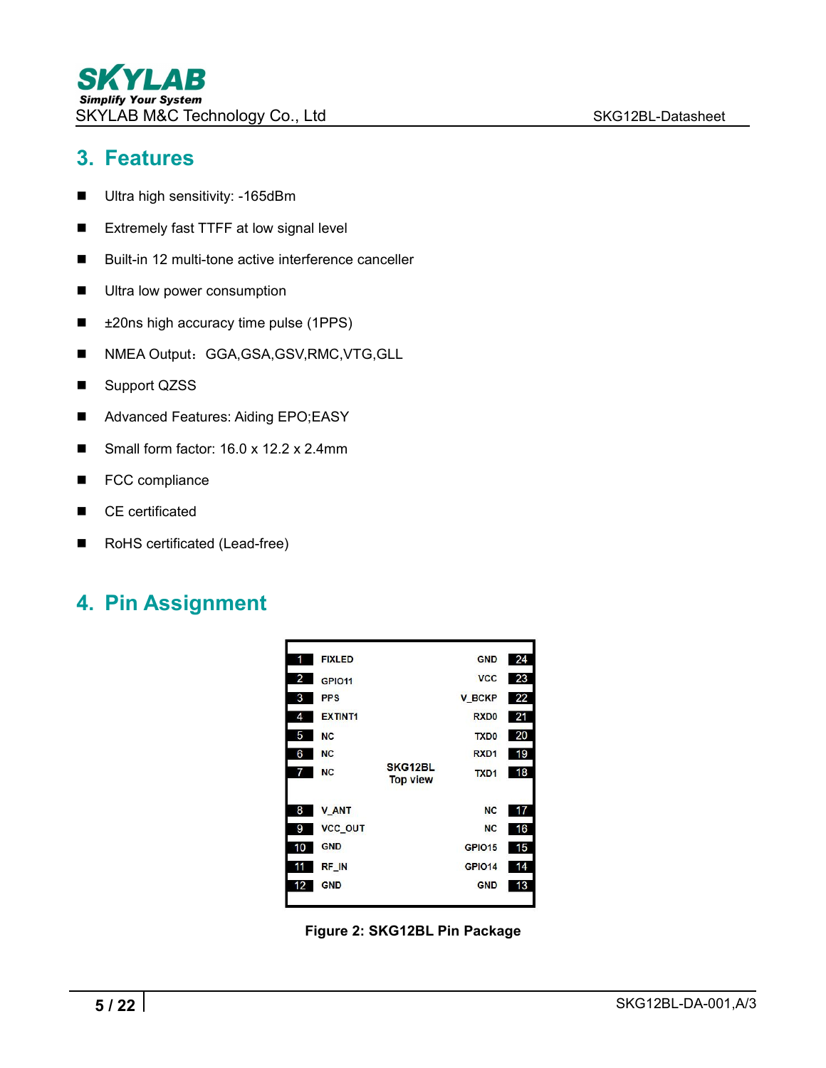## 3. Features

- Ultra high sensitivity: -165dBm
- Extremely fast TTFF at low signal level
- Built-in 12 multi-tone active interference canceller
- Ultra low power consumption
- ±20ns high accuracy time pulse (1PPS)
- NMEA Output：GGA,GSA,GSV,RMC,VTG,GLL
- Support QZSS
- Advanced Features: Aiding EPO;EASY
- Small form factor: 16.0 x 12.2 x 2.4mm
- FCC compliance
- CE certificated
- RoHS certificated (Lead-free)

## 4. Pin Assignment

SKG12BL Top view

| Pin | Name | Name | Pin |
|---|---|---|---|
| 1 | FIXLED | GND | 24 |
| 2 | GPIO11 | VCC | 23 |
| 3 | PPS | V_BCKP | 22 |
| 4 | EXTINT1 | RXD0 | 21 |
| 5 | NC | TXD0 | 20 |
| 6 | NC | RXD1 | 19 |
| 7 | NC | TXD1 | 18 |
| 8 | V_ANT | NC | 17 |
| 9 | VCC_OUT | NC | 16 |
| 10 | GND | GPIO15 | 15 |
| 11 | RF_IN | GPIO14 | 14 |
| 12 | GND | GND | 13 |

**Figure 2: SKG12BL Pin Package**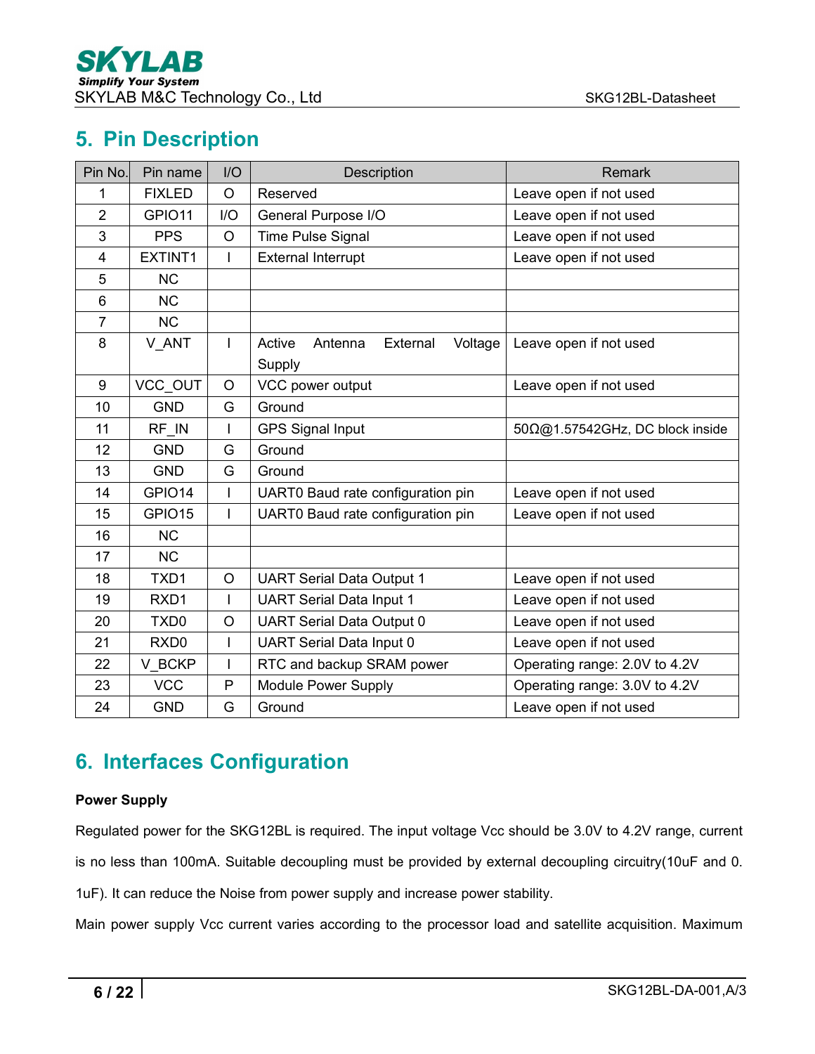## 5. Pin Description

| Pin No. | Pin name | I/O | Description | Remark |
|---|---|---|---|---|
| 1 | FIXLED | O | Reserved | Leave open if not used |
| 2 | GPIO11 | I/O | General Purpose I/O | Leave open if not used |
| 3 | PPS | O | Time Pulse Signal | Leave open if not used |
| 4 | EXTINT1 | I | External Interrupt | Leave open if not used |
| 5 | NC | | | |
| 6 | NC | | | |
| 7 | NC | | | |
| 8 | V_ANT | I | Active Antenna External Voltage Supply | Leave open if not used |
| 9 | VCC_OUT | O | VCC power output | Leave open if not used |
| 10 | GND | G | Ground | |
| 11 | RF_IN | I | GPS Signal Input | 50Ω@1.57542GHz, DC block inside |
| 12 | GND | G | Ground | |
| 13 | GND | G | Ground | |
| 14 | GPIO14 | I | UART0 Baud rate configuration pin | Leave open if not used |
| 15 | GPIO15 | I | UART0 Baud rate configuration pin | Leave open if not used |
| 16 | NC | | | |
| 17 | NC | | | |
| 18 | TXD1 | O | UART Serial Data Output 1 | Leave open if not used |
| 19 | RXD1 | I | UART Serial Data Input 1 | Leave open if not used |
| 20 | TXD0 | O | UART Serial Data Output 0 | Leave open if not used |
| 21 | RXD0 | I | UART Serial Data Input 0 | Leave open if not used |
| 22 | V_BCKP | I | RTC and backup SRAM power | Operating range: 2.0V to 4.2V |
| 23 | VCC | P | Module Power Supply | Operating range: 3.0V to 4.2V |
| 24 | GND | G | Ground | Leave open if not used |

## 6. Interfaces Configuration

**Power Supply**

Regulated power for the SKG12BL is required. The input voltage Vcc should be 3.0V to 4.2V range, current is no less than 100mA. Suitable decoupling must be provided by external decoupling circuitry(10uF and 0.1uF). It can reduce the Noise from power supply and increase power stability.

Main power supply Vcc current varies according to the processor load and satellite acquisition. Maximum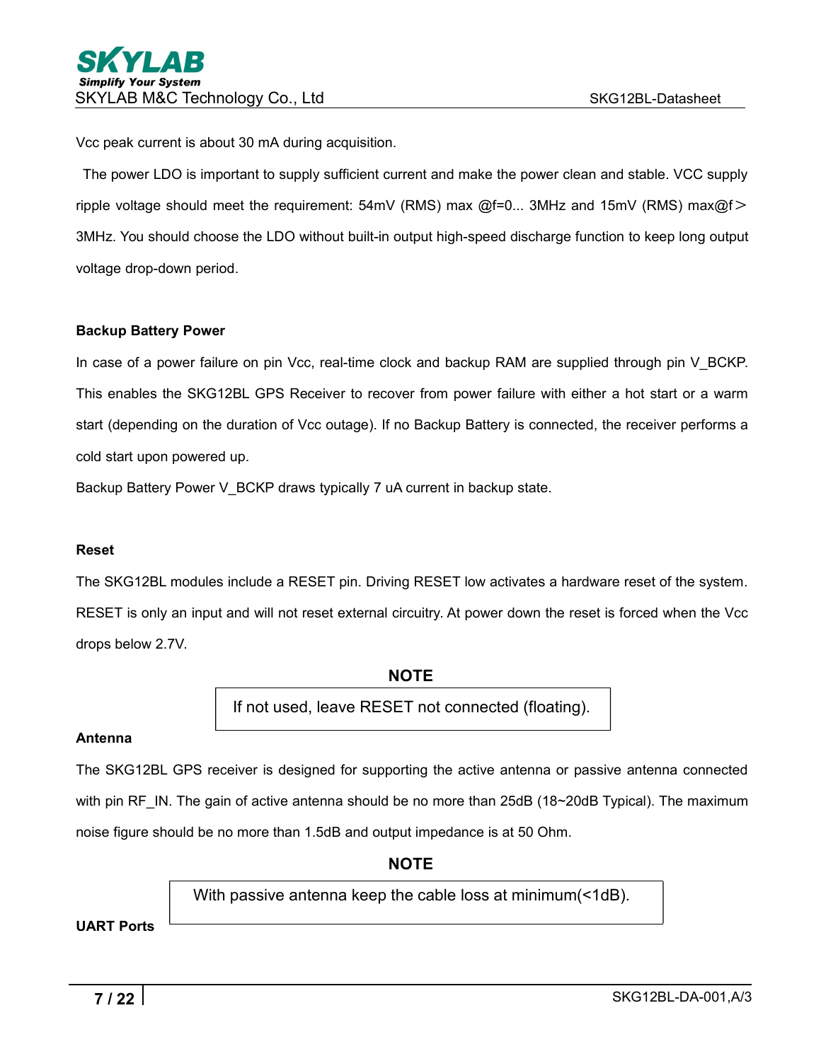Vcc peak current is about 30 mA during acquisition.

The power LDO is important to supply sufficient current and make the power clean and stable. VCC supply ripple voltage should meet the requirement: 54mV (RMS) max @f=0... 3MHz and 15mV (RMS) max@f＞3MHz. You should choose the LDO without built-in output high-speed discharge function to keep long output voltage drop-down period.

**Backup Battery Power**

In case of a power failure on pin Vcc, real-time clock and backup RAM are supplied through pin V_BCKP. This enables the SKG12BL GPS Receiver to recover from power failure with either a hot start or a warm start (depending on the duration of Vcc outage). If no Backup Battery is connected, the receiver performs a cold start upon powered up.

Backup Battery Power V_BCKP draws typically 7 uA current in backup state.

**Reset**

The SKG12BL modules include a RESET pin. Driving RESET low activates a hardware reset of the system. RESET is only an input and will not reset external circuitry. At power down the reset is forced when the Vcc drops below 2.7V.

**NOTE**

> If not used, leave RESET not connected (floating).

**Antenna**

The SKG12BL GPS receiver is designed for supporting the active antenna or passive antenna connected with pin RF_IN. The gain of active antenna should be no more than 25dB (18~20dB Typical). The maximum noise figure should be no more than 1.5dB and output impedance is at 50 Ohm.

**NOTE**

> With passive antenna keep the cable loss at minimum(<1dB).

**UART Ports**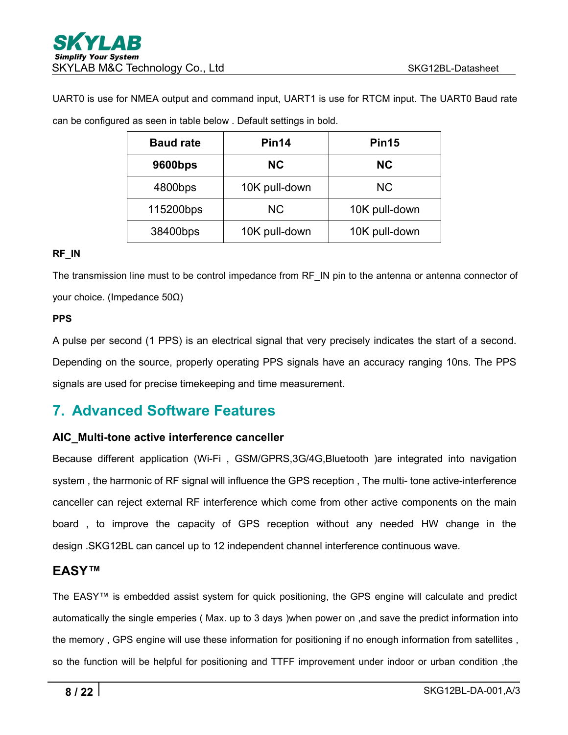UART0 is use for NMEA output and command input, UART1 is use for RTCM input. The UART0 Baud rate can be configured as seen in table below . Default settings in bold.

| Baud rate | Pin14 | Pin15 |
|---|---|---|
| **9600bps** | **NC** | **NC** |
| 4800bps | 10K pull-down | NC |
| 115200bps | NC | 10K pull-down |
| 38400bps | 10K pull-down | 10K pull-down |

**RF_IN**

The transmission line must to be control impedance from RF_IN pin to the antenna or antenna connector of your choice. (Impedance 50Ω)

**PPS**

A pulse per second (1 PPS) is an electrical signal that very precisely indicates the start of a second. Depending on the source, properly operating PPS signals have an accuracy ranging 10ns. The PPS signals are used for precise timekeeping and time measurement.

# 7. Advanced Software Features

### AIC_Multi-tone active interference canceller

Because different application (Wi-Fi , GSM/GPRS,3G/4G,Bluetooth )are integrated into navigation system , the harmonic of RF signal will influence the GPS reception , The multi- tone active-interference canceller can reject external RF interference which come from other active components on the main board , to improve the capacity of GPS reception without any needed HW change in the design .SKG12BL can cancel up to 12 independent channel interference continuous wave.

## EASY™

The EASY™ is embedded assist system for quick positioning, the GPS engine will calculate and predict automatically the single emperies ( Max. up to 3 days )when power on ,and save the predict information into the memory , GPS engine will use these information for positioning if no enough information from satellites , so the function will be helpful for positioning and TTFF improvement under indoor or urban condition ,the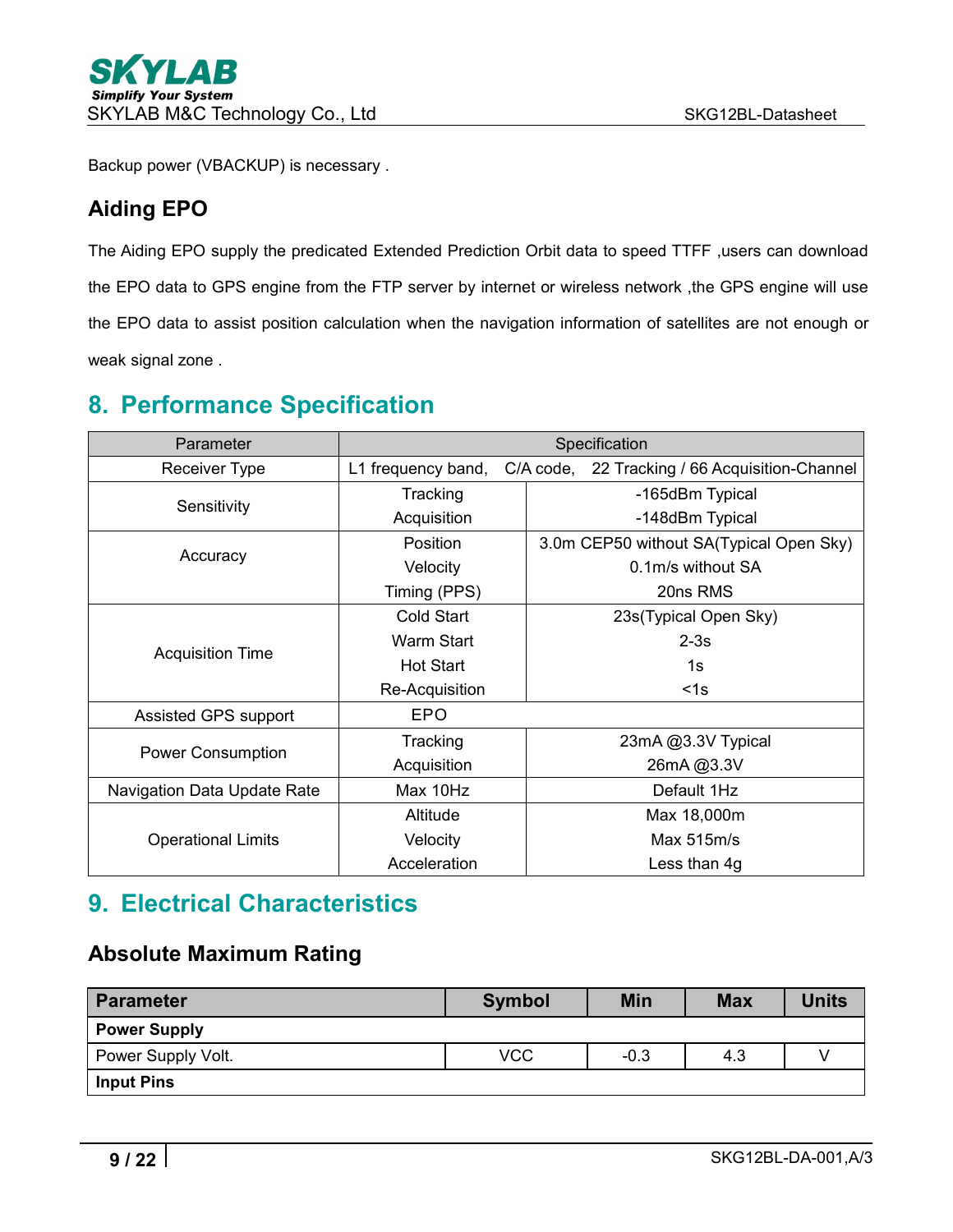Backup power (VBACKUP) is necessary .

### Aiding EPO

The Aiding EPO supply the predicated Extended Prediction Orbit data to speed TTFF ,users can download the EPO data to GPS engine from the FTP server by internet or wireless network ,the GPS engine will use the EPO data to assist position calculation when the navigation information of satellites are not enough or weak signal zone .

## 8. Performance Specification

| Parameter | Specification | |
|---|---|---|
| Receiver Type | L1 frequency band, C/A code, 22 Tracking / 66 Acquisition-Channel | |
| Sensitivity | Tracking | -165dBm Typical |
| | Acquisition | -148dBm Typical |
| Accuracy | Position | 3.0m CEP50 without SA(Typical Open Sky) |
| | Velocity | 0.1m/s without SA |
| | Timing (PPS) | 20ns RMS |
| Acquisition Time | Cold Start | 23s(Typical Open Sky) |
| | Warm Start | 2-3s |
| | Hot Start | 1s |
| | Re-Acquisition | <1s |
| Assisted GPS support | EPO | |
| Power Consumption | Tracking | 23mA @3.3V Typical |
| | Acquisition | 26mA @3.3V |
| Navigation Data Update Rate | Max 10Hz | Default 1Hz |
| Operational Limits | Altitude | Max 18,000m |
| | Velocity | Max 515m/s |
| | Acceleration | Less than 4g |

## 9. Electrical Characteristics

### Absolute Maximum Rating

| Parameter | Symbol | Min | Max | Units |
|---|---|---|---|---|
| **Power Supply** | | | | |
| Power Supply Volt. | VCC | -0.3 | 4.3 | V |
| **Input Pins** | | | | |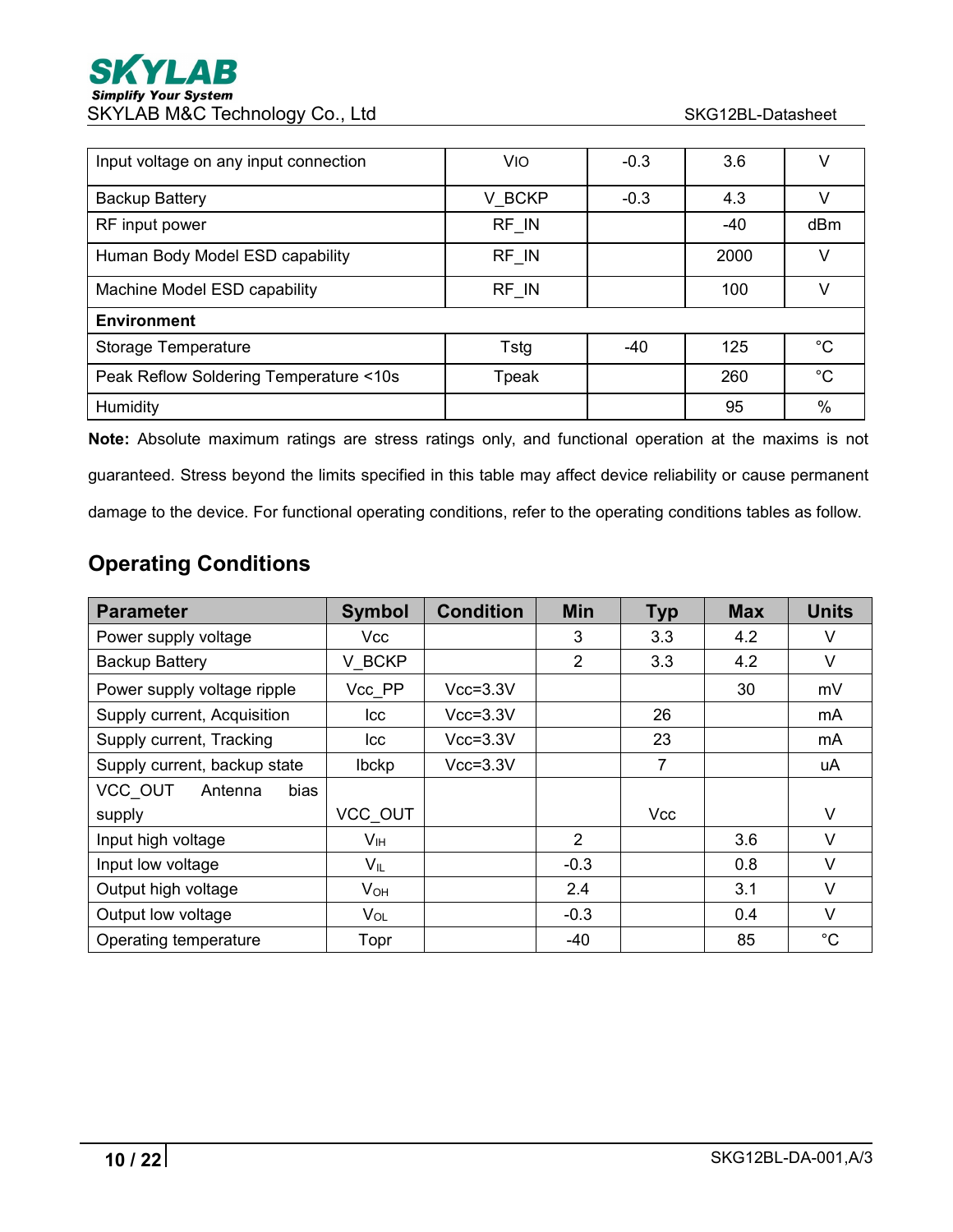| | | | | |
|---|---|---|---|---|
| Input voltage on any input connection | $V_{IO}$ | -0.3 | 3.6 | V |
| Backup Battery | V_BCKP | -0.3 | 4.3 | V |
| RF input power | RF_IN | | -40 | dBm |
| Human Body Model ESD capability | RF_IN | | 2000 | V |
| Machine Model ESD capability | RF_IN | | 100 | V |
| **Environment** | | | | |
| Storage Temperature | Tstg | -40 | 125 | °C |
| Peak Reflow Soldering Temperature <10s | Tpeak | | 260 | °C |
| Humidity | | | 95 | % |

**Note:** Absolute maximum ratings are stress ratings only, and functional operation at the maxims is not guaranteed. Stress beyond the limits specified in this table may affect device reliability or cause permanent damage to the device. For functional operating conditions, refer to the operating conditions tables as follow.

## Operating Conditions

| Parameter | Symbol | Condition | Min | Typ | Max | Units |
|---|---|---|---|---|---|---|
| Power supply voltage | Vcc | | 3 | 3.3 | 4.2 | V |
| Backup Battery | V_BCKP | | 2 | 3.3 | 4.2 | V |
| Power supply voltage ripple | Vcc_PP | Vcc=3.3V | | | 30 | mV |
| Supply current, Acquisition | Icc | Vcc=3.3V | | 26 | | mA |
| Supply current, Tracking | Icc | Vcc=3.3V | | 23 | | mA |
| Supply current, backup state | Ibckp | Vcc=3.3V | | 7 | | uA |
| VCC_OUT Antenna bias supply | VCC_OUT | | | Vcc | | V |
| Input high voltage | $V_{IH}$ | | 2 | | 3.6 | V |
| Input low voltage | $V_{IL}$ | | -0.3 | | 0.8 | V |
| Output high voltage | $V_{OH}$ | | 2.4 | | 3.1 | V |
| Output low voltage | $V_{OL}$ | | -0.3 | | 0.4 | V |
| Operating temperature | Topr | | -40 | | 85 | °C |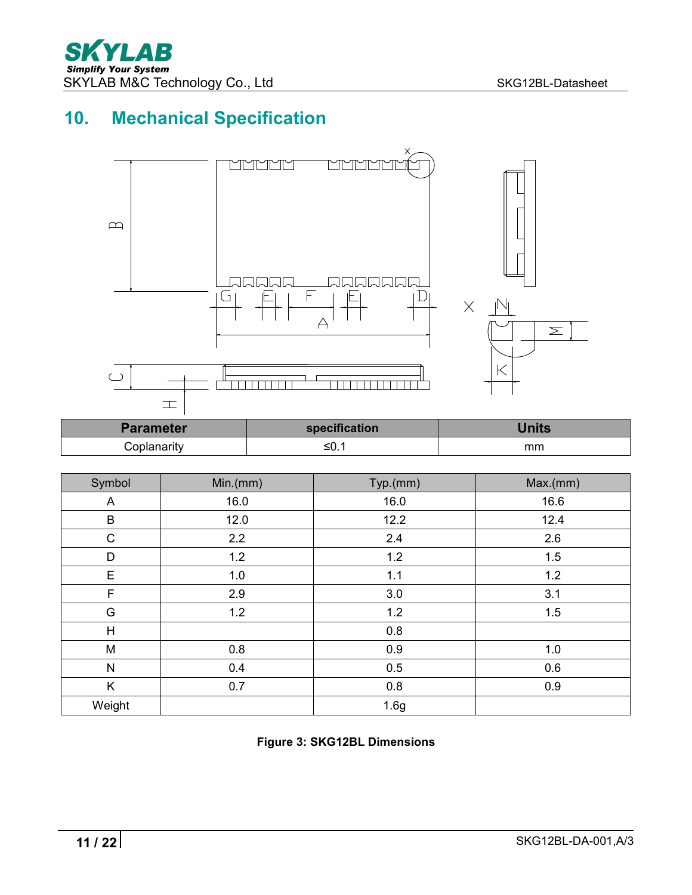# 10. Mechanical Specification

| Parameter | specification | Units |
|---|---|---|
| Coplanarity | ≤0.1 | mm |

| Symbol | Min.(mm) | Typ.(mm) | Max.(mm) |
|---|---|---|---|
| A | 16.0 | 16.0 | 16.6 |
| B | 12.0 | 12.2 | 12.4 |
| C | 2.2 | 2.4 | 2.6 |
| D | 1.2 | 1.2 | 1.5 |
| E | 1.0 | 1.1 | 1.2 |
| F | 2.9 | 3.0 | 3.1 |
| G | 1.2 | 1.2 | 1.5 |
| H | | 0.8 | |
| M | 0.8 | 0.9 | 1.0 |
| N | 0.4 | 0.5 | 0.6 |
| K | 0.7 | 0.8 | 0.9 |
| Weight | | 1.6g | |

**Figure 3: SKG12BL Dimensions**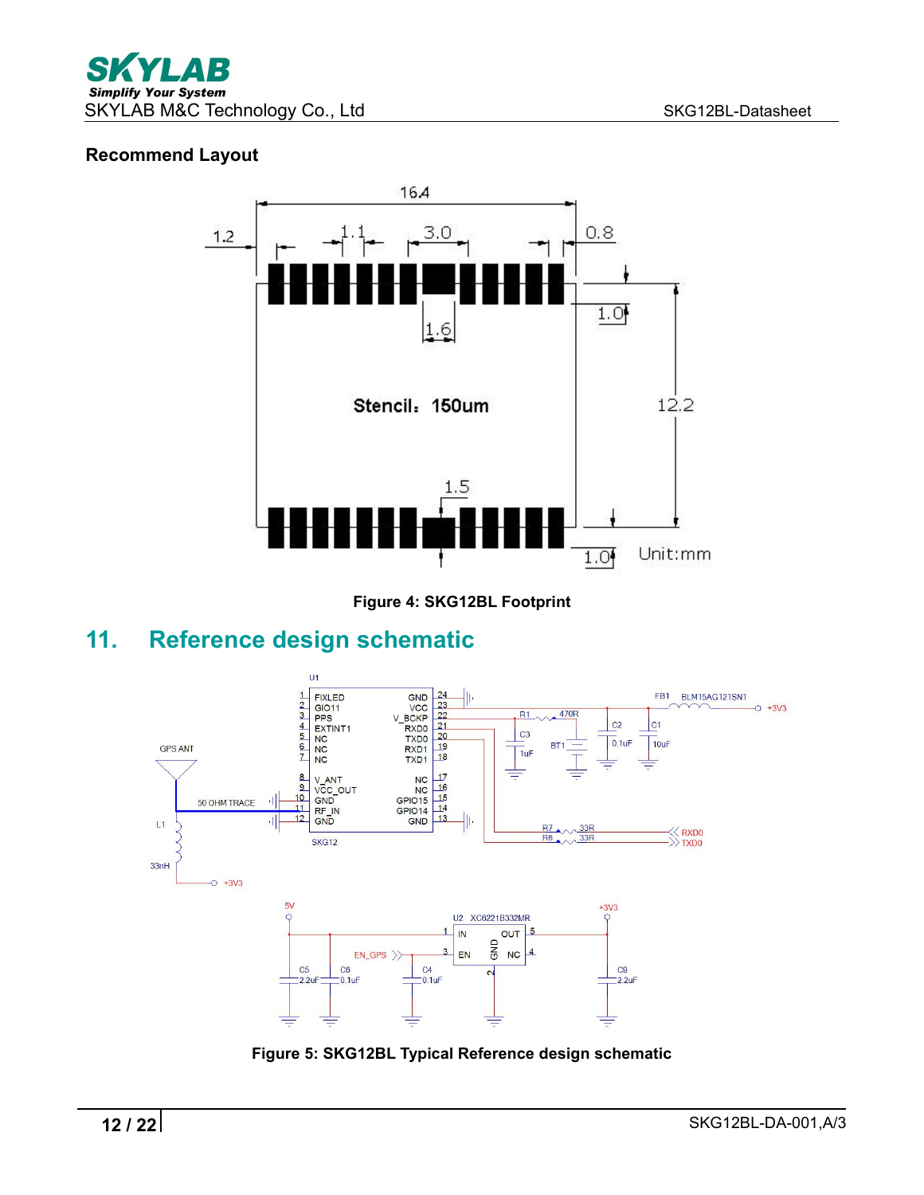**Recommend Layout**

Figure 4: SKG12BL Footprint

## 11. Reference design schematic

Figure 5: SKG12BL Typical Reference design schematic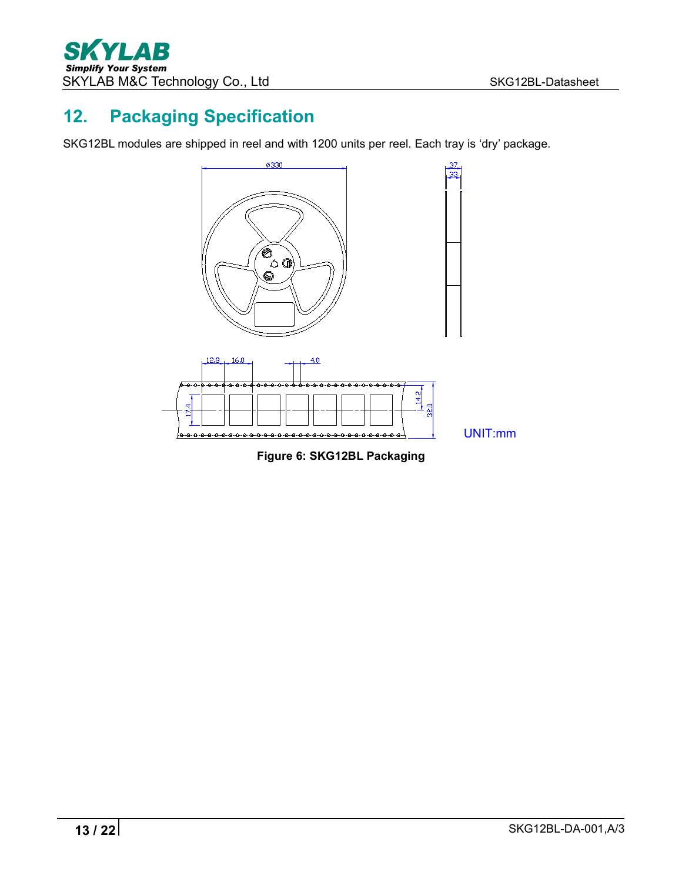## 12. Packaging Specification

SKG12BL modules are shipped in reel and with 1200 units per reel. Each tray is 'dry' package.

UNIT:mm

**Figure 6: SKG12BL Packaging**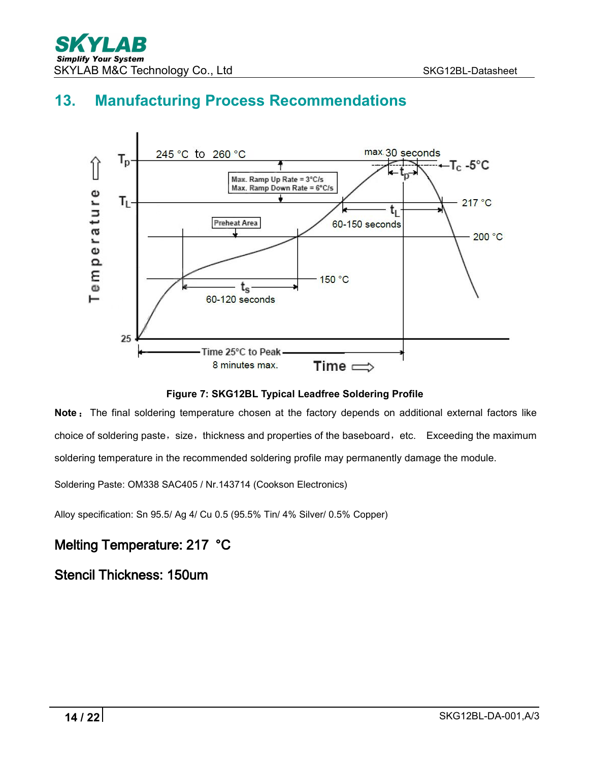## 13. Manufacturing Process Recommendations

Figure 7: SKG12BL Typical Leadfree Soldering Profile

**Note：** The final soldering temperature chosen at the factory depends on additional external factors like choice of soldering paste，size，thickness and properties of the baseboard，etc. Exceeding the maximum soldering temperature in the recommended soldering profile may permanently damage the module.

Soldering Paste: OM338 SAC405 / Nr.143714 (Cookson Electronics)

Alloy specification: Sn 95.5/ Ag 4/ Cu 0.5 (95.5% Tin/ 4% Silver/ 0.5% Copper)

### Melting Temperature: 217 °C

### Stencil Thickness: 150um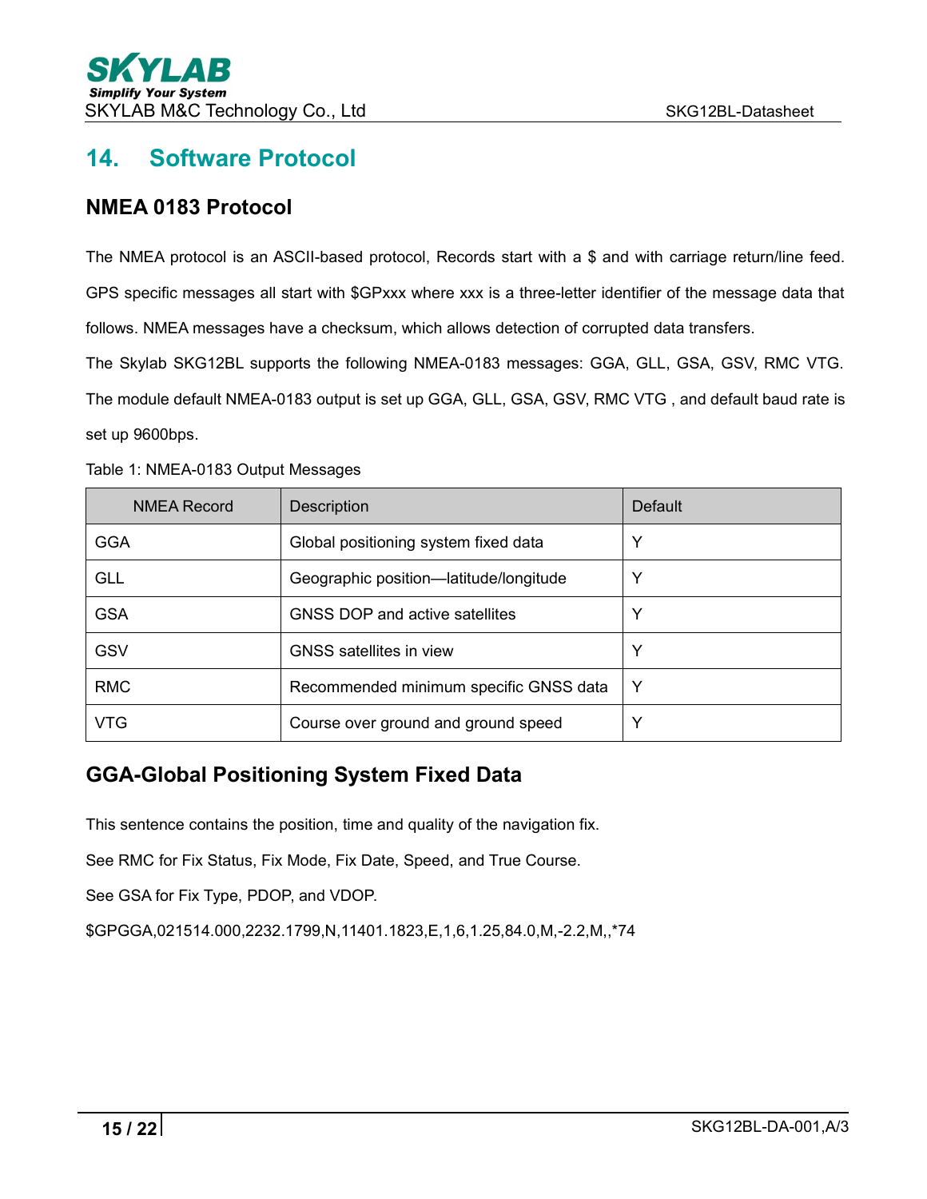# 14. Software Protocol

## NMEA 0183 Protocol

The NMEA protocol is an ASCII-based protocol, Records start with a $ and with carriage return/line feed. GPS specific messages all start with $GPxxx where xxx is a three-letter identifier of the message data that follows. NMEA messages have a checksum, which allows detection of corrupted data transfers.

The Skylab SKG12BL supports the following NMEA-0183 messages: GGA, GLL, GSA, GSV, RMC VTG. The module default NMEA-0183 output is set up GGA, GLL, GSA, GSV, RMC VTG , and default baud rate is set up 9600bps.

Table 1: NMEA-0183 Output Messages

| NMEA Record | Description | Default |
| --- | --- | --- |
| GGA | Global positioning system fixed data | Y |
| GLL | Geographic position—latitude/longitude | Y |
| GSA | GNSS DOP and active satellites | Y |
| GSV | GNSS satellites in view | Y |
| RMC | Recommended minimum specific GNSS data | Y |
| VTG | Course over ground and ground speed | Y |

## GGA-Global Positioning System Fixed Data

This sentence contains the position, time and quality of the navigation fix.

See RMC for Fix Status, Fix Mode, Fix Date, Speed, and True Course.

See GSA for Fix Type, PDOP, and VDOP.

$GPGGA,021514.000,2232.1799,N,11401.1823,E,1,6,1.25,84.0,M,-2.2,M,,*74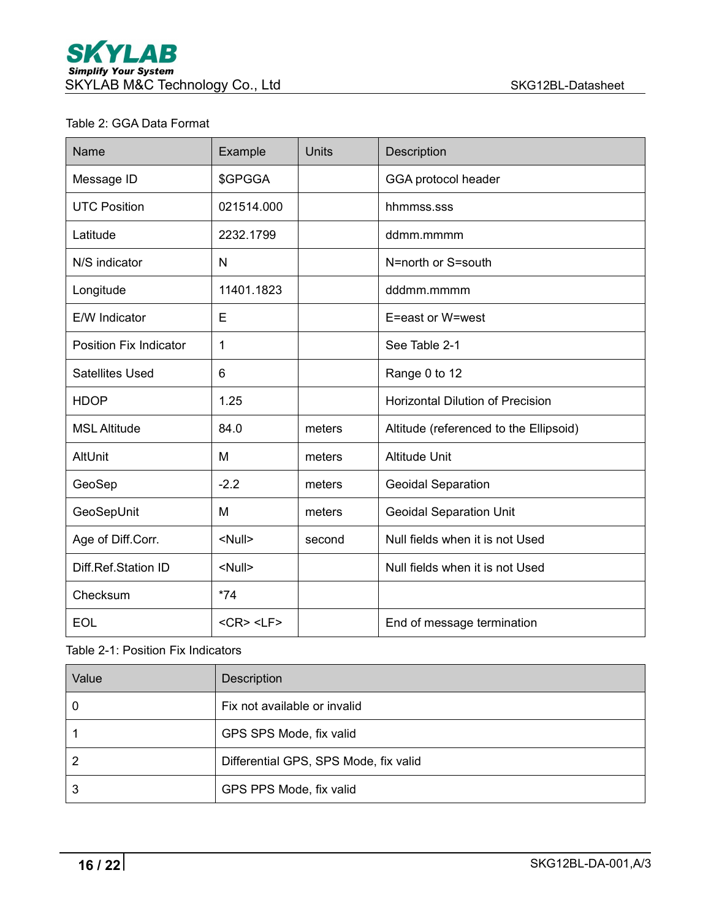Table 2: GGA Data Format

| Name | Example | Units | Description |
| --- | --- | --- | --- |
| Message ID | $GPGGA | | GGA protocol header |
| UTC Position | 021514.000 | | hhmmss.sss |
| Latitude | 2232.1799 | | ddmm.mmmm |
| N/S indicator | N | | N=north or S=south |
| Longitude | 11401.1823 | | dddmm.mmmm |
| E/W Indicator | E | | E=east or W=west |
| Position Fix Indicator | 1 | | See Table 2-1 |
| Satellites Used | 6 | | Range 0 to 12 |
| HDOP | 1.25 | | Horizontal Dilution of Precision |
| MSL Altitude | 84.0 | meters | Altitude (referenced to the Ellipsoid) |
| AltUnit | M | meters | Altitude Unit |
| GeoSep | -2.2 | meters | Geoidal Separation |
| GeoSepUnit | M | meters | Geoidal Separation Unit |
| Age of Diff.Corr. | <Null> | second | Null fields when it is not Used |
| Diff.Ref.Station ID | <Null> | | Null fields when it is not Used |
| Checksum | *74 | | |
| EOL | <CR> <LF> | | End of message termination |

Table 2-1: Position Fix Indicators

| Value | Description |
| --- | --- |
| 0 | Fix not available or invalid |
| 1 | GPS SPS Mode, fix valid |
| 2 | Differential GPS, SPS Mode, fix valid |
| 3 | GPS PPS Mode, fix valid |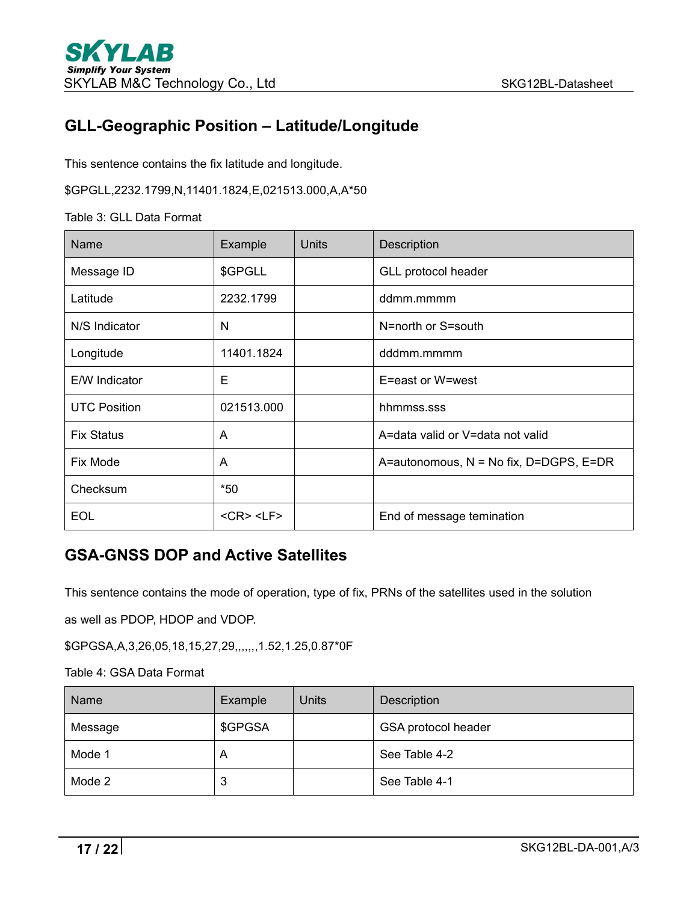## GLL-Geographic Position – Latitude/Longitude

This sentence contains the fix latitude and longitude.

$GPGLL,2232.1799,N,11401.1824,E,021513.000,A,A*50

Table 3: GLL Data Format

| Name | Example | Units | Description |
|---|---|---|---|
| Message ID | $GPGLL | | GLL protocol header |
| Latitude | 2232.1799 | | ddmm.mmmm |
| N/S Indicator | N | | N=north or S=south |
| Longitude | 11401.1824 | | dddmm.mmmm |
| E/W Indicator | E | | E=east or W=west |
| UTC Position | 021513.000 | | hhmmss.sss |
| Fix Status | A | | A=data valid or V=data not valid |
| Fix Mode | A | | A=autonomous, N = No fix, D=DGPS, E=DR |
| Checksum | *50 | | |
| EOL | <CR> <LF> | | End of message temination |

## GSA-GNSS DOP and Active Satellites

This sentence contains the mode of operation, type of fix, PRNs of the satellites used in the solution as well as PDOP, HDOP and VDOP.

$GPGSA,A,3,26,05,18,15,27,29,,,,,,,1.52,1.25,0.87*0F

Table 4: GSA Data Format

| Name | Example | Units | Description |
|---|---|---|---|
| Message | $GPGSA | | GSA protocol header |
| Mode 1 | A | | See Table 4-2 |
| Mode 2 | 3 | | See Table 4-1 |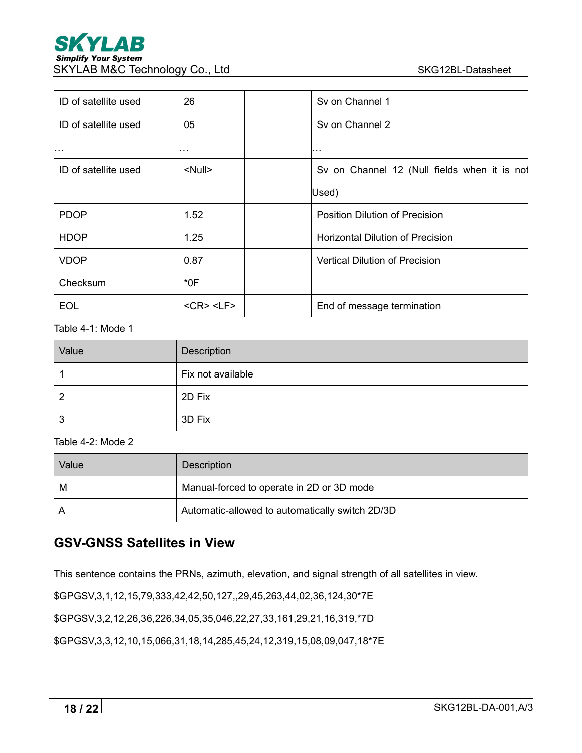| ID of satellite used | 26 | | Sv on Channel 1 |
|---|---|---|---|
| ID of satellite used | 05 | | Sv on Channel 2 |
| … | … | | … |
| ID of satellite used | <Null> | | Sv on Channel 12 (Null fields when it is not Used) |
| PDOP | 1.52 | | Position Dilution of Precision |
| HDOP | 1.25 | | Horizontal Dilution of Precision |
| VDOP | 0.87 | | Vertical Dilution of Precision |
| Checksum | *0F | | |
| EOL | <CR> <LF> | | End of message termination |

Table 4-1: Mode 1

| Value | Description |
|---|---|
| 1 | Fix not available |
| 2 | 2D Fix |
| 3 | 3D Fix |

Table 4-2: Mode 2

| Value | Description |
|---|---|
| M | Manual-forced to operate in 2D or 3D mode |
| A | Automatic-allowed to automatically switch 2D/3D |

## GSV-GNSS Satellites in View

This sentence contains the PRNs, azimuth, elevation, and signal strength of all satellites in view.

$GPGSV,3,1,12,15,79,333,42,42,50,127,,29,45,263,44,02,36,124,30*7E

$GPGSV,3,2,12,26,36,226,34,05,35,046,22,27,33,161,29,21,16,319,*7D

$GPGSV,3,3,12,10,15,066,31,18,14,285,45,24,12,319,15,08,09,047,18*7E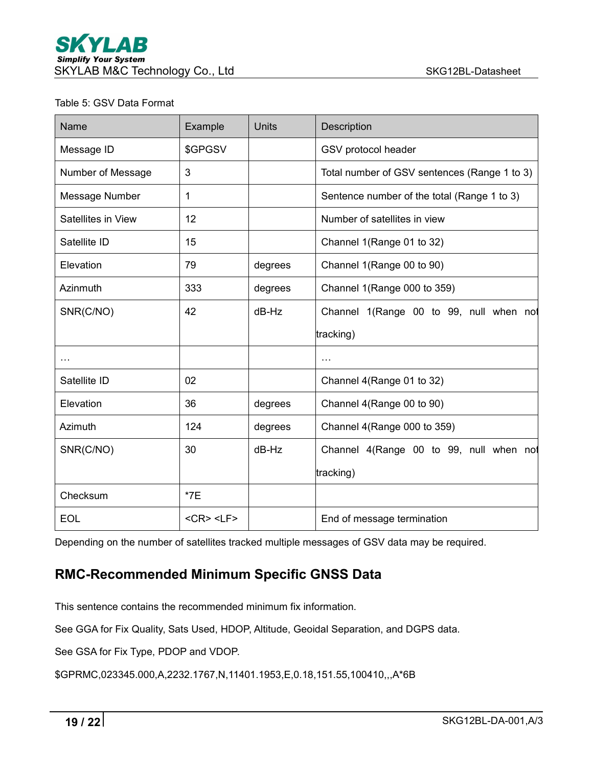Table 5: GSV Data Format

| Name | Example | Units | Description |
|---|---|---|---|
| Message ID | $GPGSV |  | GSV protocol header |
| Number of Message | 3 |  | Total number of GSV sentences (Range 1 to 3) |
| Message Number | 1 |  | Sentence number of the total (Range 1 to 3) |
| Satellites in View | 12 |  | Number of satellites in view |
| Satellite ID | 15 |  | Channel 1(Range 01 to 32) |
| Elevation | 79 | degrees | Channel 1(Range 00 to 90) |
| Azinmuth | 333 | degrees | Channel 1(Range 000 to 359) |
| SNR(C/NO) | 42 | dB-Hz | Channel 1(Range 00 to 99, null when not tracking) |
| … |  |  | … |
| Satellite ID | 02 |  | Channel 4(Range 01 to 32) |
| Elevation | 36 | degrees | Channel 4(Range 00 to 90) |
| Azimuth | 124 | degrees | Channel 4(Range 000 to 359) |
| SNR(C/NO) | 30 | dB-Hz | Channel 4(Range 00 to 99, null when not tracking) |
| Checksum | *7E |  |  |
| EOL | <CR> <LF> |  | End of message termination |

Depending on the number of satellites tracked multiple messages of GSV data may be required.

## RMC-Recommended Minimum Specific GNSS Data

This sentence contains the recommended minimum fix information.

See GGA for Fix Quality, Sats Used, HDOP, Altitude, Geoidal Separation, and DGPS data.

See GSA for Fix Type, PDOP and VDOP.

$GPRMC,023345.000,A,2232.1767,N,11401.1953,E,0.18,151.55,100410,,,A*6B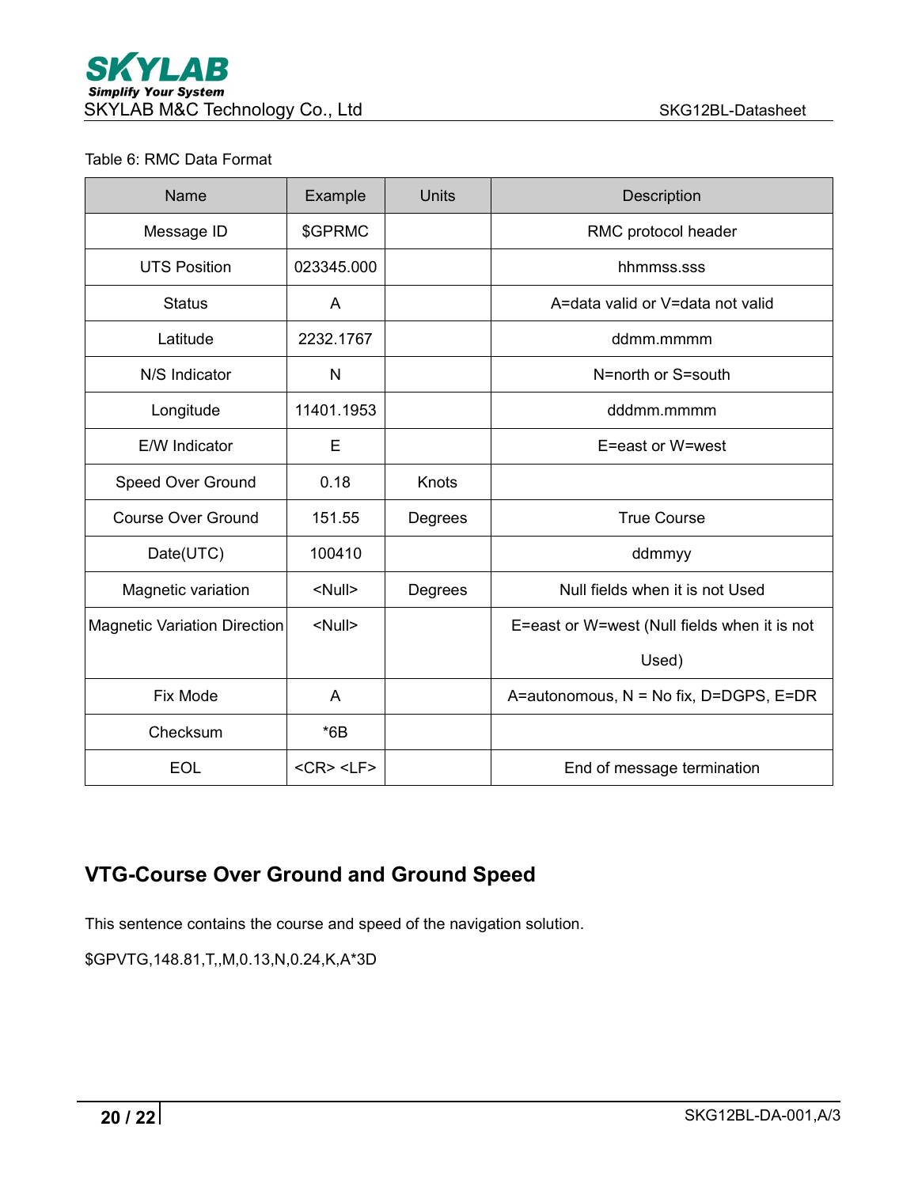Table 6: RMC Data Format

| Name | Example | Units | Description |
|---|---|---|---|
| Message ID | $GPRMC | | RMC protocol header |
| UTS Position | 023345.000 | | hhmmss.sss |
| Status | A | | A=data valid or V=data not valid |
| Latitude | 2232.1767 | | ddmm.mmmm |
| N/S Indicator | N | | N=north or S=south |
| Longitude | 11401.1953 | | dddmm.mmmm |
| E/W Indicator | E | | E=east or W=west |
| Speed Over Ground | 0.18 | Knots | |
| Course Over Ground | 151.55 | Degrees | True Course |
| Date(UTC) | 100410 | | ddmmyy |
| Magnetic variation | <Null> | Degrees | Null fields when it is not Used |
| Magnetic Variation Direction | <Null> | | E=east or W=west (Null fields when it is not Used) |
| Fix Mode | A | | A=autonomous, N = No fix, D=DGPS, E=DR |
| Checksum | *6B | | |
| EOL | <CR> <LF> | | End of message termination |

## VTG-Course Over Ground and Ground Speed

This sentence contains the course and speed of the navigation solution.

$GPVTG,148.81,T,,M,0.13,N,0.24,K,A*3D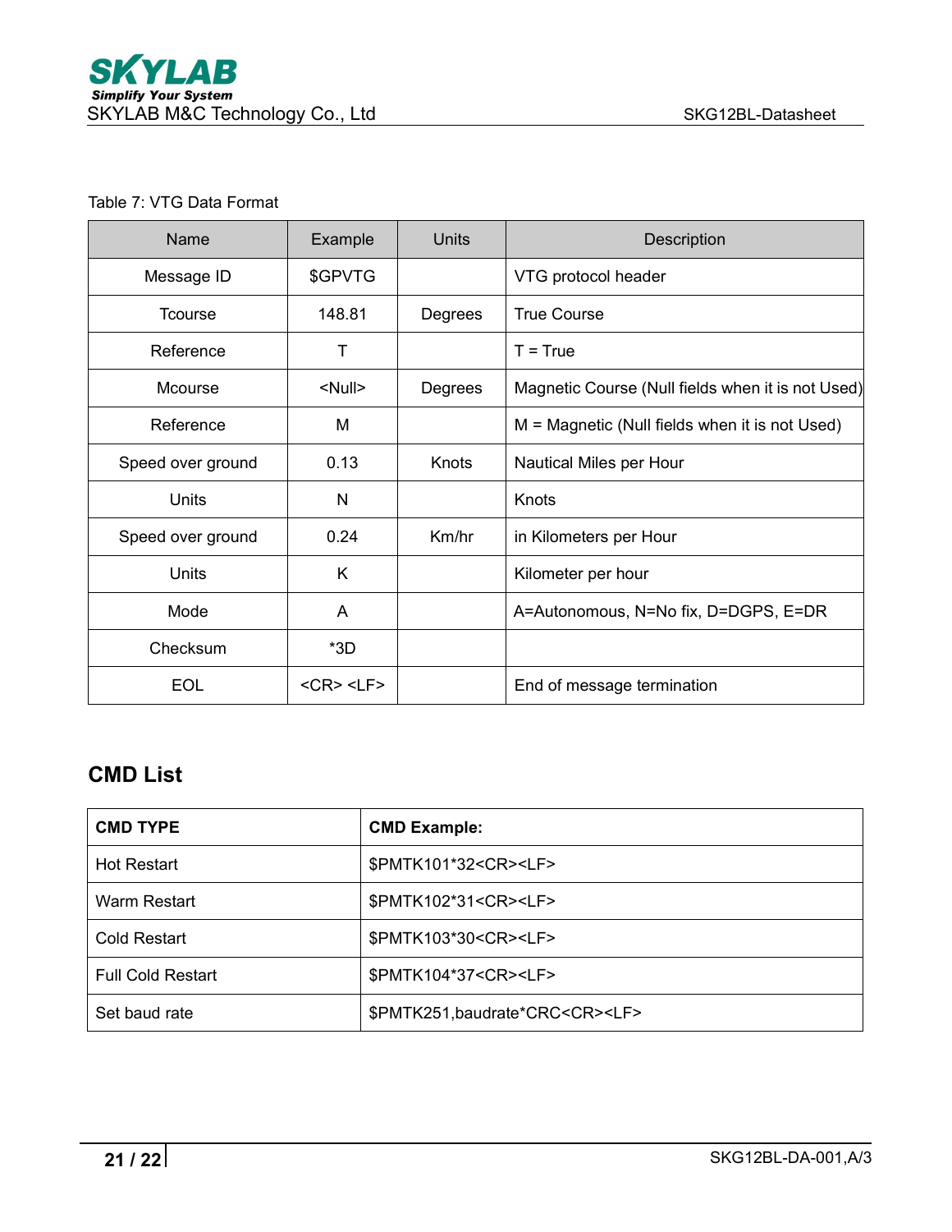Table 7: VTG Data Format

| Name | Example | Units | Description |
|---|---|---|---|
| Message ID | $GPVTG | | VTG protocol header |
| Tcourse | 148.81 | Degrees | True Course |
| Reference | T | | T = True |
| Mcourse | <Null> | Degrees | Magnetic Course (Null fields when it is not Used) |
| Reference | M | | M = Magnetic (Null fields when it is not Used) |
| Speed over ground | 0.13 | Knots | Nautical Miles per Hour |
| Units | N | | Knots |
| Speed over ground | 0.24 | Km/hr | in Kilometers per Hour |
| Units | K | | Kilometer per hour |
| Mode | A | | A=Autonomous, N=No fix, D=DGPS, E=DR |
| Checksum | *3D | | |
| EOL | <CR> <LF> | | End of message termination |

## CMD List

| CMD TYPE | CMD Example: |
|---|---|
| Hot Restart | $PMTK101*32<CR><LF> |
| Warm Restart | $PMTK102*31<CR><LF> |
| Cold Restart | $PMTK103*30<CR><LF> |
| Full Cold Restart | $PMTK104*37<CR><LF> |
| Set baud rate | $PMTK251,baudrate*CRC<CR><LF> |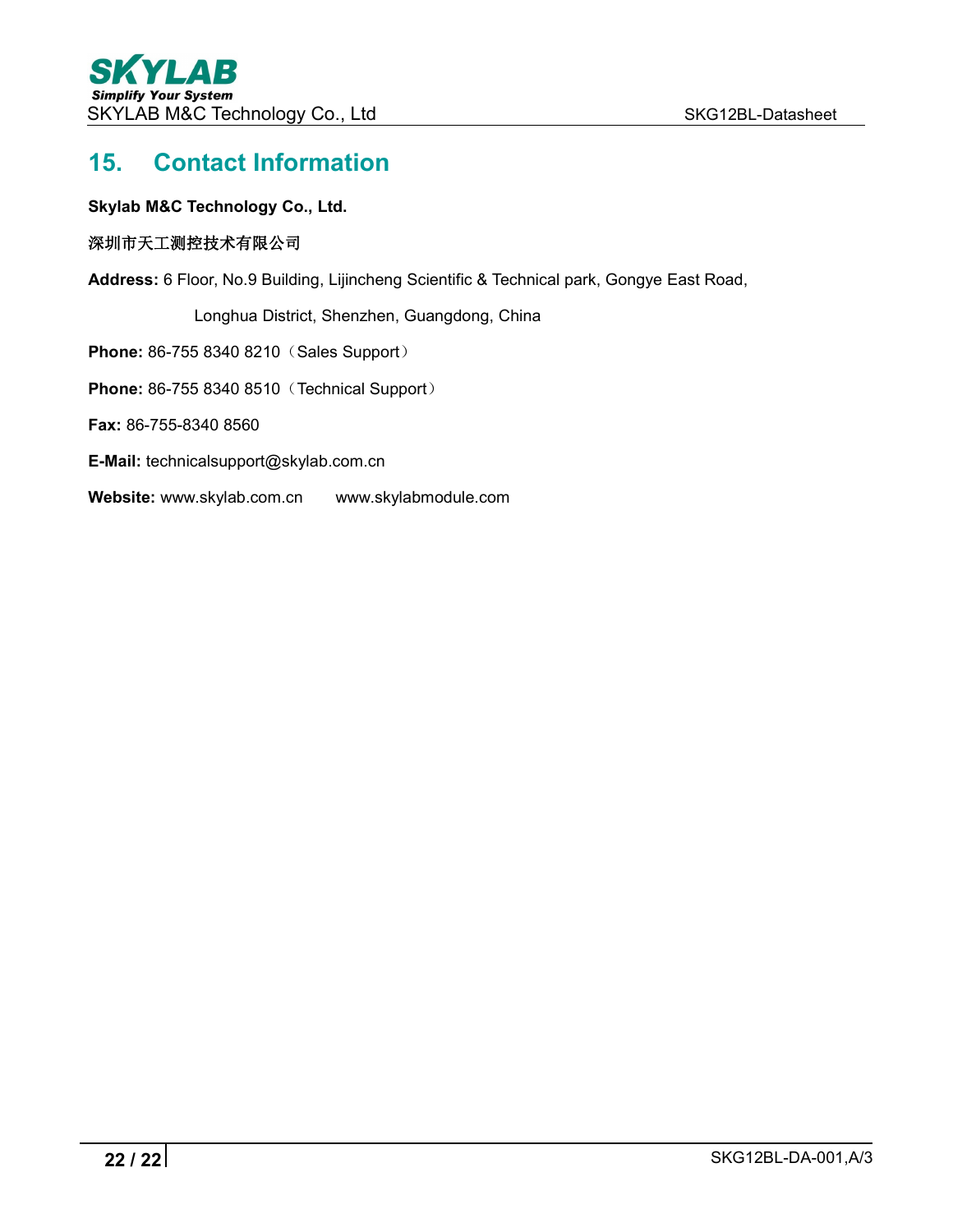## 15. Contact Information

**Skylab M&C Technology Co., Ltd.**

深圳市天工测控技术有限公司

**Address:** 6 Floor, No.9 Building, Lijincheng Scientific & Technical park, Gongye East Road,

Longhua District, Shenzhen, Guangdong, China

**Phone:** 86-755 8340 8210（Sales Support）

**Phone:** 86-755 8340 8510（Technical Support）

**Fax:** 86-755-8340 8560

**E-Mail:** technicalsupport@skylab.com.cn

**Website:** www.skylab.com.cn www.skylabmodule.com